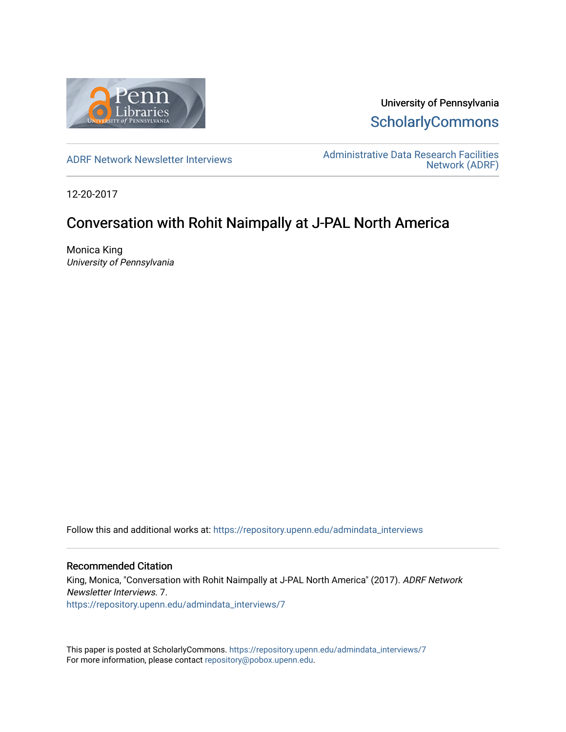University of Pennsylvania
ScholarlyCommons

ADRF Network Newsletter Interviews

Administrative Data Research Facilities Network (ADRF)

12-20-2017

# Conversation with Rohit Naimpally at J-PAL North America

Monica King
*University of Pennsylvania*

Follow this and additional works at: https://repository.upenn.edu/admindata_interviews

## Recommended Citation

King, Monica, "Conversation with Rohit Naimpally at J-PAL North America" (2017). *ADRF Network Newsletter Interviews*. 7.
https://repository.upenn.edu/admindata_interviews/7

This paper is posted at ScholarlyCommons. https://repository.upenn.edu/admindata_interviews/7
For more information, please contact repository@pobox.upenn.edu.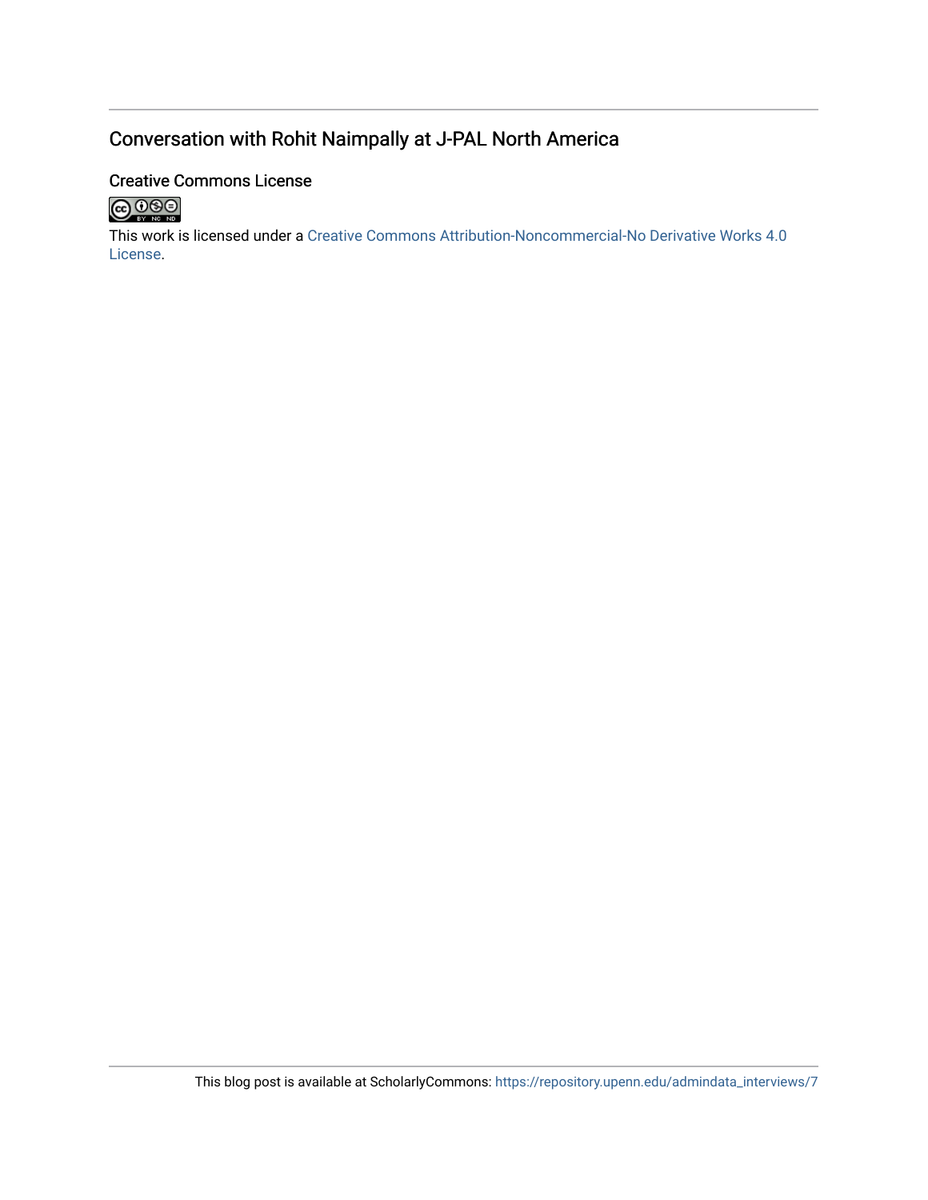# Conversation with Rohit Naimpally at J-PAL North America

## Creative Commons License

This work is licensed under a Creative Commons Attribution-Noncommercial-No Derivative Works 4.0 License.

This blog post is available at ScholarlyCommons: https://repository.upenn.edu/admindata_interviews/7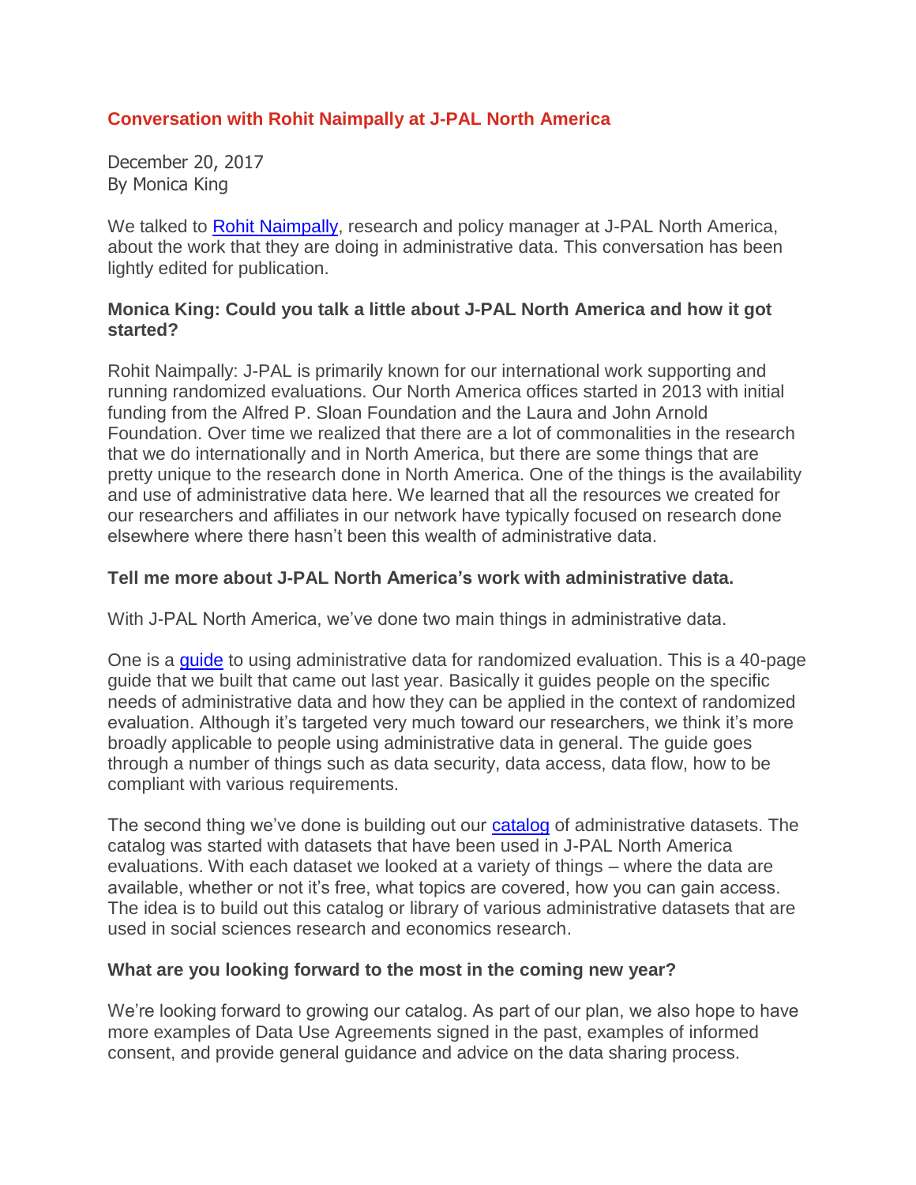## Conversation with Rohit Naimpally at J-PAL North America

December 20, 2017
By Monica King

We talked to Rohit Naimpally, research and policy manager at J-PAL North America, about the work that they are doing in administrative data. This conversation has been lightly edited for publication.

**Monica King: Could you talk a little about J-PAL North America and how it got started?**

Rohit Naimpally: J-PAL is primarily known for our international work supporting and running randomized evaluations. Our North America offices started in 2013 with initial funding from the Alfred P. Sloan Foundation and the Laura and John Arnold Foundation. Over time we realized that there are a lot of commonalities in the research that we do internationally and in North America, but there are some things that are pretty unique to the research done in North America. One of the things is the availability and use of administrative data here. We learned that all the resources we created for our researchers and affiliates in our network have typically focused on research done elsewhere where there hasn't been this wealth of administrative data.

**Tell me more about J-PAL North America's work with administrative data.**

With J-PAL North America, we've done two main things in administrative data.

One is a guide to using administrative data for randomized evaluation. This is a 40-page guide that we built that came out last year. Basically it guides people on the specific needs of administrative data and how they can be applied in the context of randomized evaluation. Although it's targeted very much toward our researchers, we think it's more broadly applicable to people using administrative data in general. The guide goes through a number of things such as data security, data access, data flow, how to be compliant with various requirements.

The second thing we've done is building out our catalog of administrative datasets. The catalog was started with datasets that have been used in J-PAL North America evaluations. With each dataset we looked at a variety of things – where the data are available, whether or not it's free, what topics are covered, how you can gain access. The idea is to build out this catalog or library of various administrative datasets that are used in social sciences research and economics research.

**What are you looking forward to the most in the coming new year?**

We're looking forward to growing our catalog. As part of our plan, we also hope to have more examples of Data Use Agreements signed in the past, examples of informed consent, and provide general guidance and advice on the data sharing process.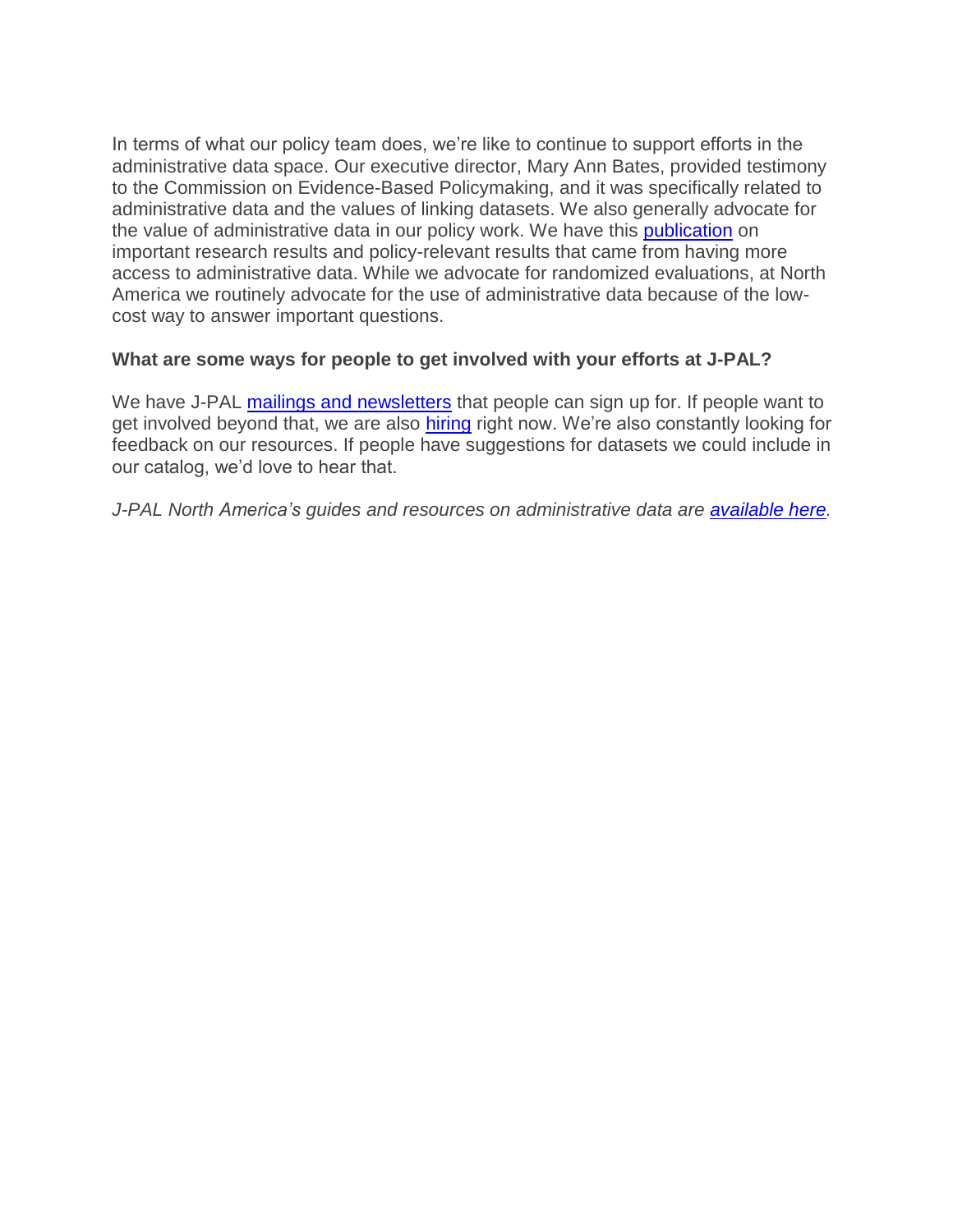In terms of what our policy team does, we're like to continue to support efforts in the administrative data space. Our executive director, Mary Ann Bates, provided testimony to the Commission on Evidence-Based Policymaking, and it was specifically related to administrative data and the values of linking datasets. We also generally advocate for the value of administrative data in our policy work. We have this publication on important research results and policy-relevant results that came from having more access to administrative data. While we advocate for randomized evaluations, at North America we routinely advocate for the use of administrative data because of the low-cost way to answer important questions.

**What are some ways for people to get involved with your efforts at J-PAL?**

We have J-PAL mailings and newsletters that people can sign up for. If people want to get involved beyond that, we are also hiring right now. We're also constantly looking for feedback on our resources. If people have suggestions for datasets we could include in our catalog, we'd love to hear that.

*J-PAL North America's guides and resources on administrative data are available here.*